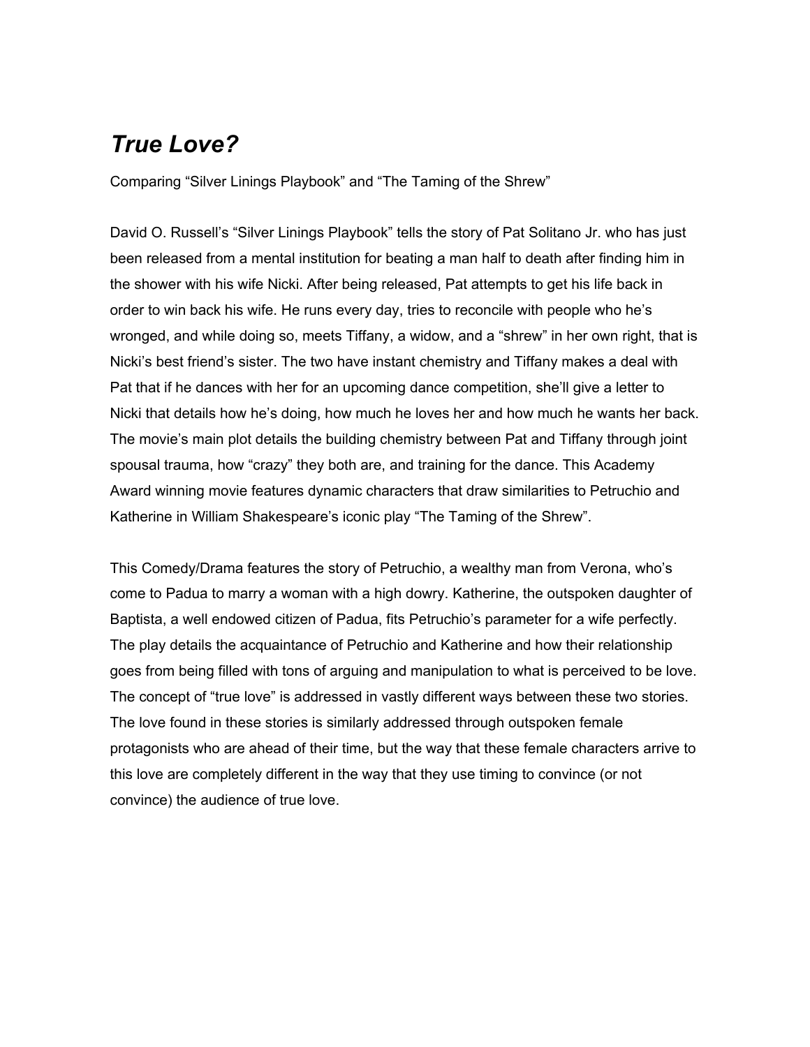# *True Love?*

Comparing “Silver Linings Playbook” and “The Taming of the Shrew”

David O. Russell’s “Silver Linings Playbook” tells the story of Pat Solitano Jr. who has just been released from a mental institution for beating a man half to death after finding him in the shower with his wife Nicki. After being released, Pat attempts to get his life back in order to win back his wife. He runs every day, tries to reconcile with people who he’s wronged, and while doing so, meets Tiffany, a widow, and a “shrew” in her own right, that is Nicki’s best friend’s sister. The two have instant chemistry and Tiffany makes a deal with Pat that if he dances with her for an upcoming dance competition, she’ll give a letter to Nicki that details how he’s doing, how much he loves her and how much he wants her back. The movie’s main plot details the building chemistry between Pat and Tiffany through joint spousal trauma, how “crazy” they both are, and training for the dance. This Academy Award winning movie features dynamic characters that draw similarities to Petruchio and Katherine in William Shakespeare’s iconic play “The Taming of the Shrew”.

This Comedy/Drama features the story of Petruchio, a wealthy man from Verona, who’s come to Padua to marry a woman with a high dowry. Katherine, the outspoken daughter of Baptista, a well endowed citizen of Padua, fits Petruchio’s parameter for a wife perfectly. The play details the acquaintance of Petruchio and Katherine and how their relationship goes from being filled with tons of arguing and manipulation to what is perceived to be love. The concept of “true love” is addressed in vastly different ways between these two stories. The love found in these stories is similarly addressed through outspoken female protagonists who are ahead of their time, but the way that these female characters arrive to this love are completely different in the way that they use timing to convince (or not convince) the audience of true love.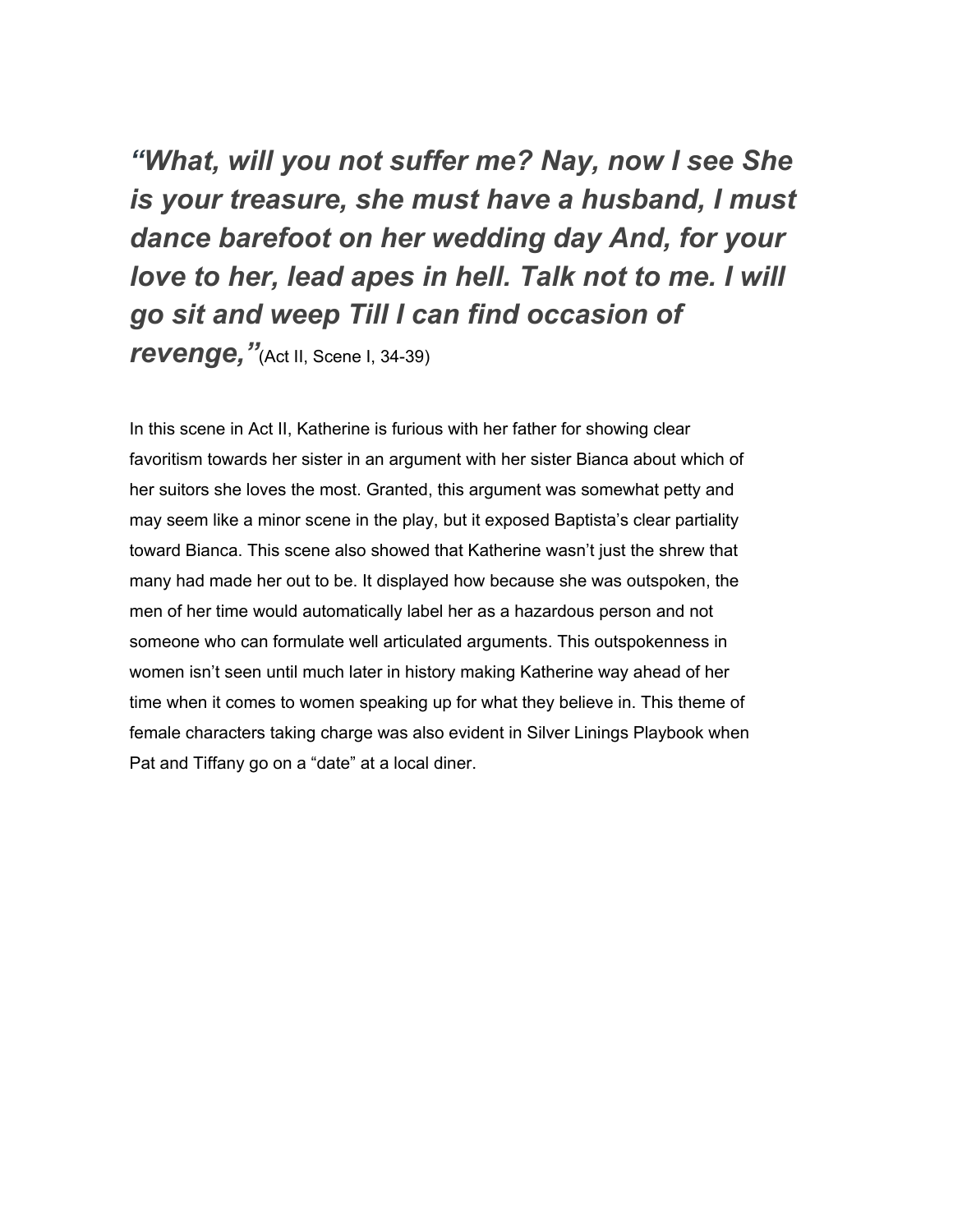***"What, will you not suffer me? Nay, now I see She is your treasure, she must have a husband, I must dance barefoot on her wedding day And, for your love to her, lead apes in hell. Talk not to me. I will go sit and weep Till I can find occasion of revenge,"*** (Act II, Scene I, 34-39)

In this scene in Act II, Katherine is furious with her father for showing clear favoritism towards her sister in an argument with her sister Bianca about which of her suitors she loves the most. Granted, this argument was somewhat petty and may seem like a minor scene in the play, but it exposed Baptista's clear partiality toward Bianca. This scene also showed that Katherine wasn't just the shrew that many had made her out to be. It displayed how because she was outspoken, the men of her time would automatically label her as a hazardous person and not someone who can formulate well articulated arguments. This outspokenness in women isn't seen until much later in history making Katherine way ahead of her time when it comes to women speaking up for what they believe in. This theme of female characters taking charge was also evident in Silver Linings Playbook when Pat and Tiffany go on a "date" at a local diner.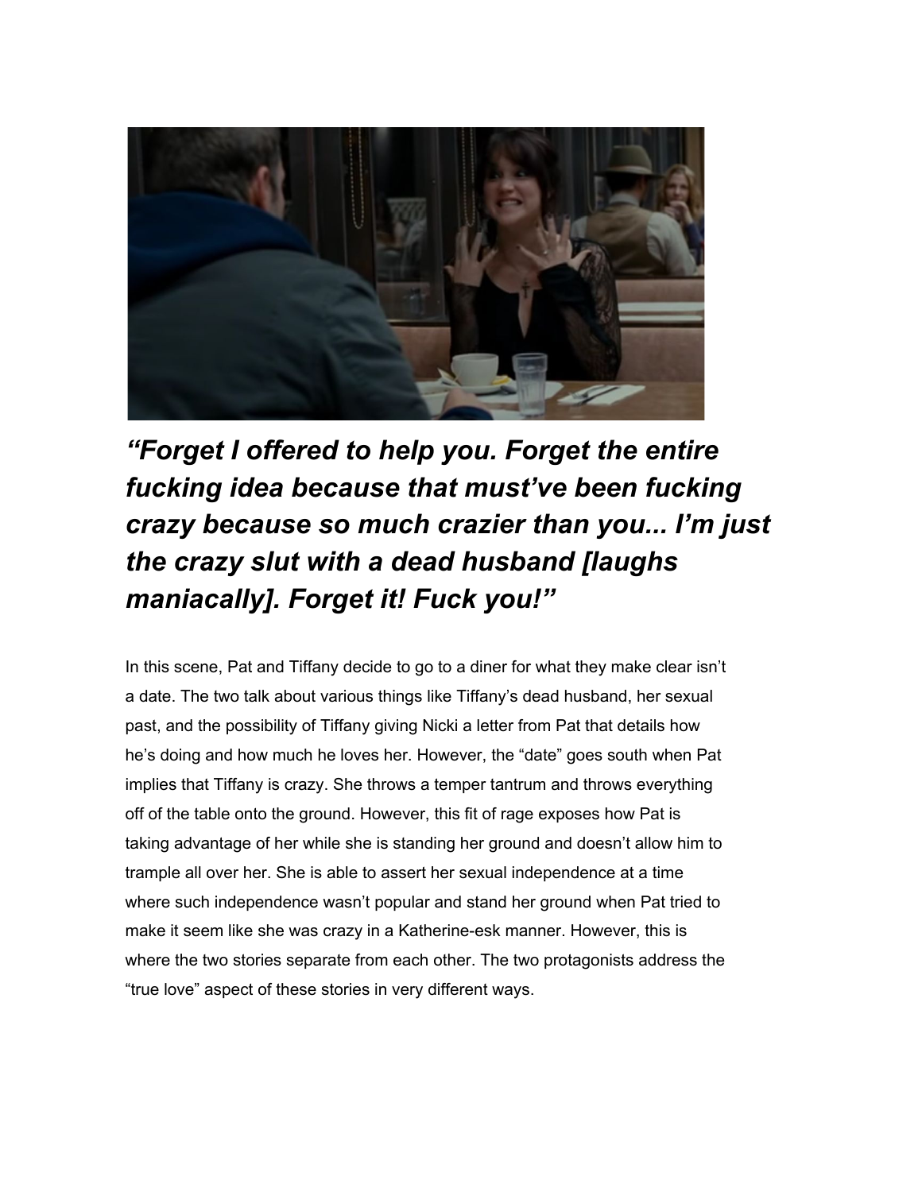***"Forget I offered to help you. Forget the entire fucking idea because that must've been fucking crazy because so much crazier than you... I'm just the crazy slut with a dead husband [laughs maniacally]. Forget it! Fuck you!"***

In this scene, Pat and Tiffany decide to go to a diner for what they make clear isn't a date. The two talk about various things like Tiffany's dead husband, her sexual past, and the possibility of Tiffany giving Nicki a letter from Pat that details how he's doing and how much he loves her. However, the "date" goes south when Pat implies that Tiffany is crazy. She throws a temper tantrum and throws everything off of the table onto the ground. However, this fit of rage exposes how Pat is taking advantage of her while she is standing her ground and doesn't allow him to trample all over her. She is able to assert her sexual independence at a time where such independence wasn't popular and stand her ground when Pat tried to make it seem like she was crazy in a Katherine-esk manner. However, this is where the two stories separate from each other. The two protagonists address the "true love" aspect of these stories in very different ways.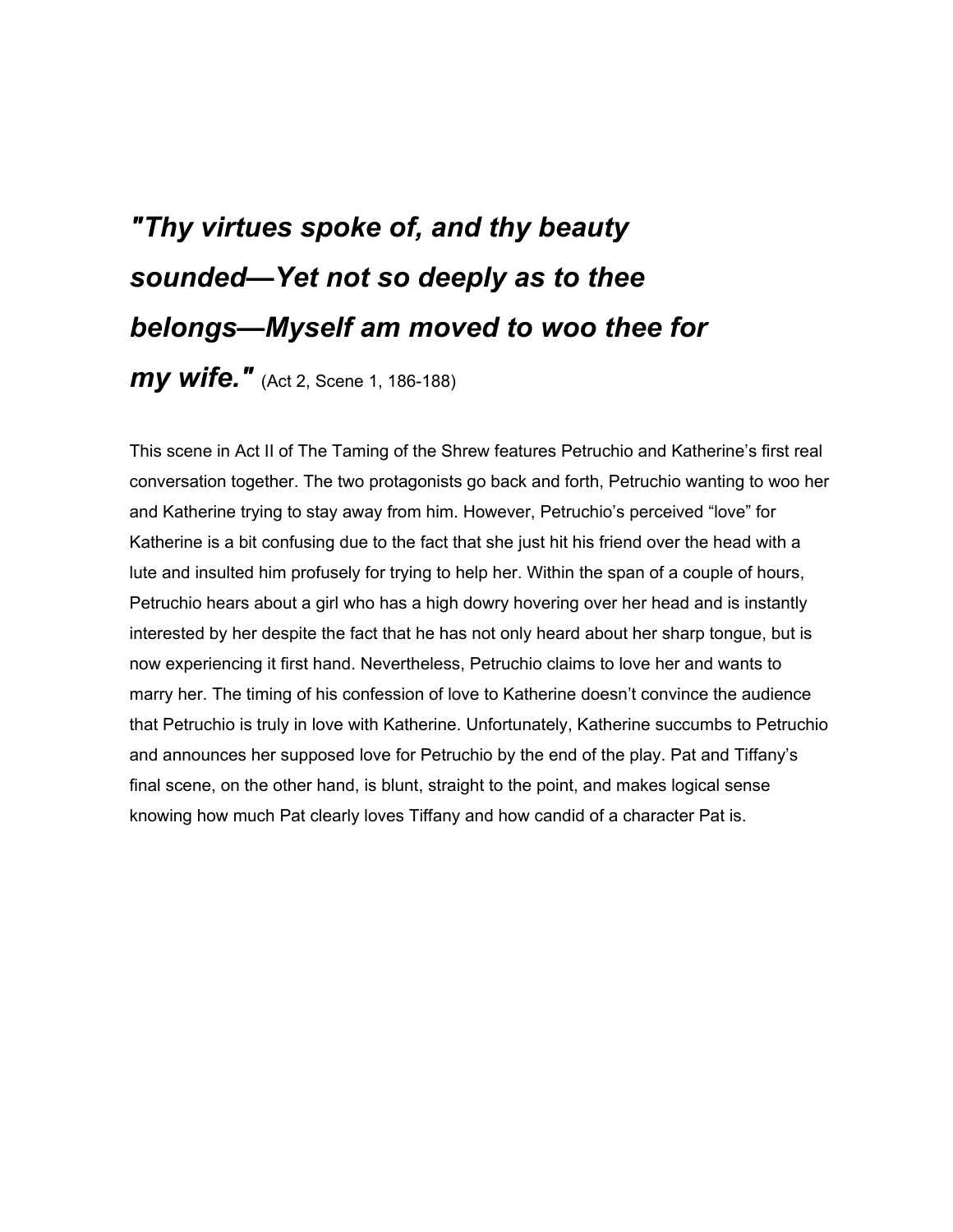***"Thy virtues spoke of, and thy beauty sounded—Yet not so deeply as to thee belongs—Myself am moved to woo thee for my wife."*** (Act 2, Scene 1, 186-188)

This scene in Act II of The Taming of the Shrew features Petruchio and Katherine's first real conversation together. The two protagonists go back and forth, Petruchio wanting to woo her and Katherine trying to stay away from him. However, Petruchio's perceived "love" for Katherine is a bit confusing due to the fact that she just hit his friend over the head with a lute and insulted him profusely for trying to help her. Within the span of a couple of hours, Petruchio hears about a girl who has a high dowry hovering over her head and is instantly interested by her despite the fact that he has not only heard about her sharp tongue, but is now experiencing it first hand. Nevertheless, Petruchio claims to love her and wants to marry her. The timing of his confession of love to Katherine doesn't convince the audience that Petruchio is truly in love with Katherine. Unfortunately, Katherine succumbs to Petruchio and announces her supposed love for Petruchio by the end of the play. Pat and Tiffany's final scene, on the other hand, is blunt, straight to the point, and makes logical sense knowing how much Pat clearly loves Tiffany and how candid of a character Pat is.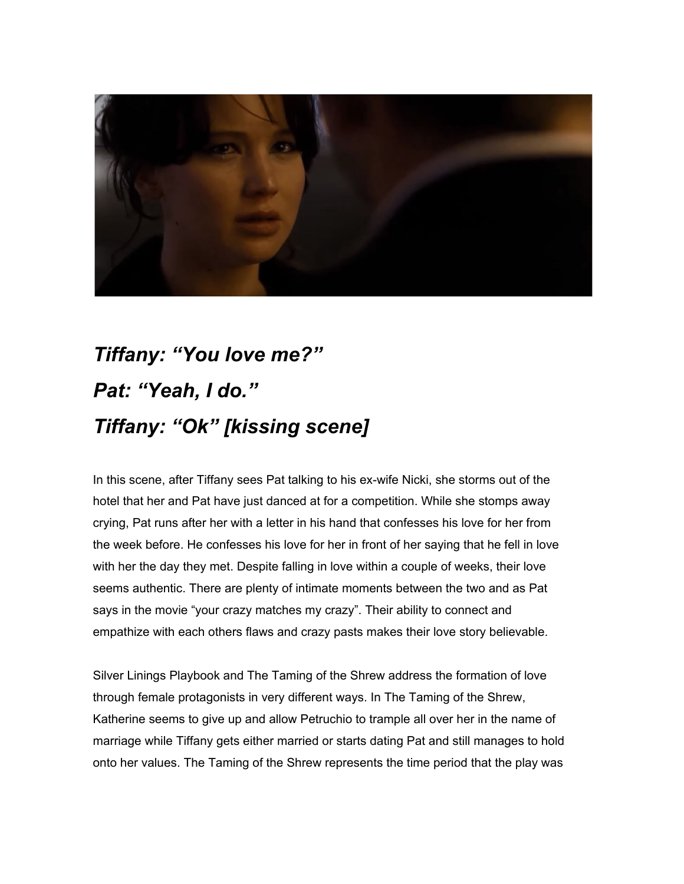*Tiffany: “You love me?”*

*Pat: “Yeah, I do.”*

*Tiffany: “Ok” [kissing scene]*

In this scene, after Tiffany sees Pat talking to his ex-wife Nicki, she storms out of the hotel that her and Pat have just danced at for a competition. While she stomps away crying, Pat runs after her with a letter in his hand that confesses his love for her from the week before. He confesses his love for her in front of her saying that he fell in love with her the day they met. Despite falling in love within a couple of weeks, their love seems authentic. There are plenty of intimate moments between the two and as Pat says in the movie “your crazy matches my crazy”. Their ability to connect and empathize with each others flaws and crazy pasts makes their love story believable.

Silver Linings Playbook and The Taming of the Shrew address the formation of love through female protagonists in very different ways. In The Taming of the Shrew, Katherine seems to give up and allow Petruchio to trample all over her in the name of marriage while Tiffany gets either married or starts dating Pat and still manages to hold onto her values. The Taming of the Shrew represents the time period that the play was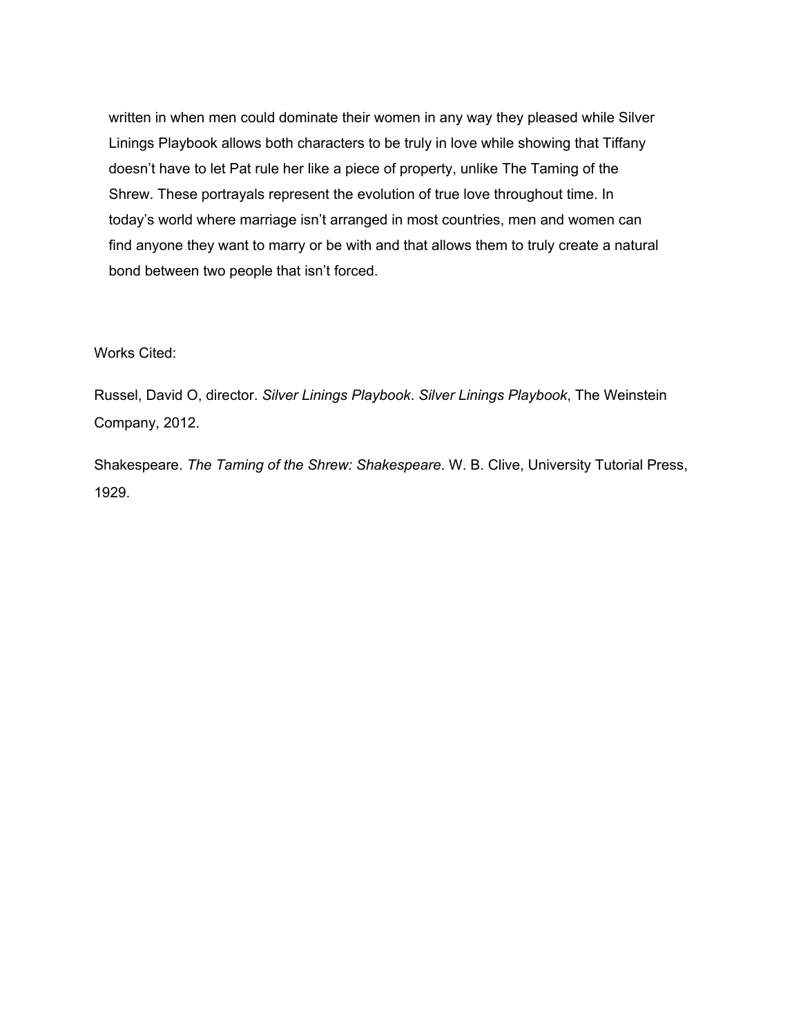written in when men could dominate their women in any way they pleased while Silver Linings Playbook allows both characters to be truly in love while showing that Tiffany doesn't have to let Pat rule her like a piece of property, unlike The Taming of the Shrew. These portrayals represent the evolution of true love throughout time. In today's world where marriage isn't arranged in most countries, men and women can find anyone they want to marry or be with and that allows them to truly create a natural bond between two people that isn't forced.

Works Cited:

Russel, David O, director. *Silver Linings Playbook*. *Silver Linings Playbook*, The Weinstein Company, 2012.

Shakespeare. *The Taming of the Shrew: Shakespeare*. W. B. Clive, University Tutorial Press, 1929.